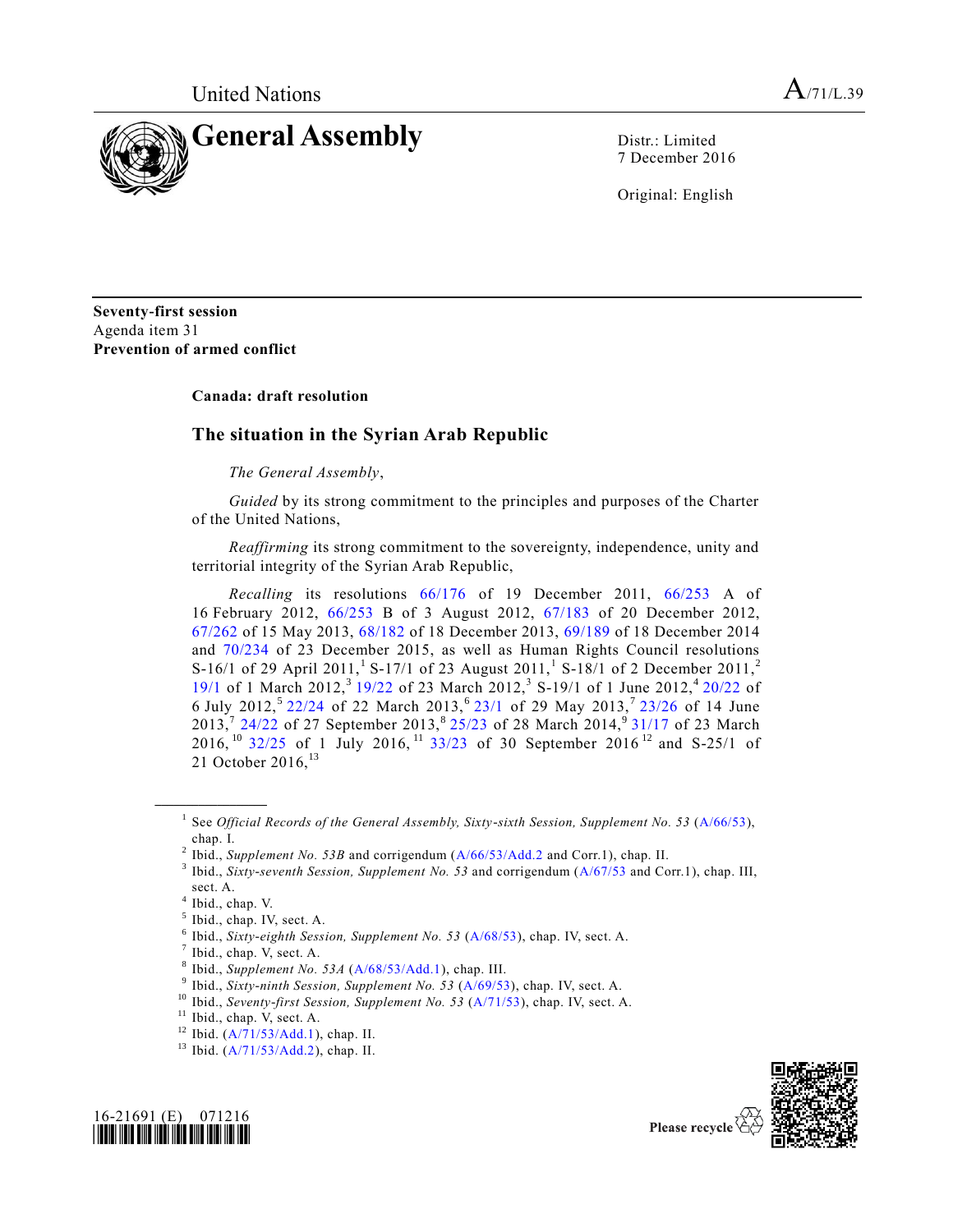United Nations A/71/L.39

# General Assembly

Distr.: Limited
7 December 2016

Original: English

**Seventy-first session**
Agenda item 31
**Prevention of armed conflict**

**Canada: draft resolution**

## The situation in the Syrian Arab Republic

*The General Assembly*,

*Guided* by its strong commitment to the principles and purposes of the Charter of the United Nations,

*Reaffirming* its strong commitment to the sovereignty, independence, unity and territorial integrity of the Syrian Arab Republic,

*Recalling* its resolutions 66/176 of 19 December 2011, 66/253 A of 16 February 2012, 66/253 B of 3 August 2012, 67/183 of 20 December 2012, 67/262 of 15 May 2013, 68/182 of 18 December 2013, 69/189 of 18 December 2014 and 70/234 of 23 December 2015, as well as Human Rights Council resolutions S-16/1 of 29 April 2011,[1] S-17/1 of 23 August 2011,[1] S-18/1 of 2 December 2011,[2] 19/1 of 1 March 2012,[3] 19/22 of 23 March 2012,[3] S-19/1 of 1 June 2012,[4] 20/22 of 6 July 2012,[5] 22/24 of 22 March 2013,[6] 23/1 of 29 May 2013,[7] 23/26 of 14 June 2013,[7] 24/22 of 27 September 2013,[8] 25/23 of 28 March 2014,[9] 31/17 of 23 March 2016,[10] 32/25 of 1 July 2016,[11] 33/23 of 30 September 2016[12] and S-25/1 of 21 October 2016,[13]

---

[1] See *Official Records of the General Assembly, Sixty-sixth Session, Supplement No. 53* (A/66/53), chap. I.

[2] Ibid., *Supplement No. 53B* and corrigendum (A/66/53/Add.2 and Corr.1), chap. II.

[3] Ibid., *Sixty-seventh Session, Supplement No. 53* and corrigendum (A/67/53 and Corr.1), chap. III, sect. A.

[4] Ibid., chap. V.

[5] Ibid., chap. IV, sect. A.

[6] Ibid., *Sixty-eighth Session, Supplement No. 53* (A/68/53), chap. IV, sect. A.

[7] Ibid., chap. V, sect. A.

[8] Ibid., *Supplement No. 53A* (A/68/53/Add.1), chap. III.

[9] Ibid., *Sixty-ninth Session, Supplement No. 53* (A/69/53), chap. IV, sect. A.

[10] Ibid., *Seventy-first Session, Supplement No. 53* (A/71/53), chap. IV, sect. A.

[11] Ibid., chap. V, sect. A.

[12] Ibid. (A/71/53/Add.1), chap. II.

[13] Ibid. (A/71/53/Add.2), chap. II.

16-21691 (E) 071216

Please recycle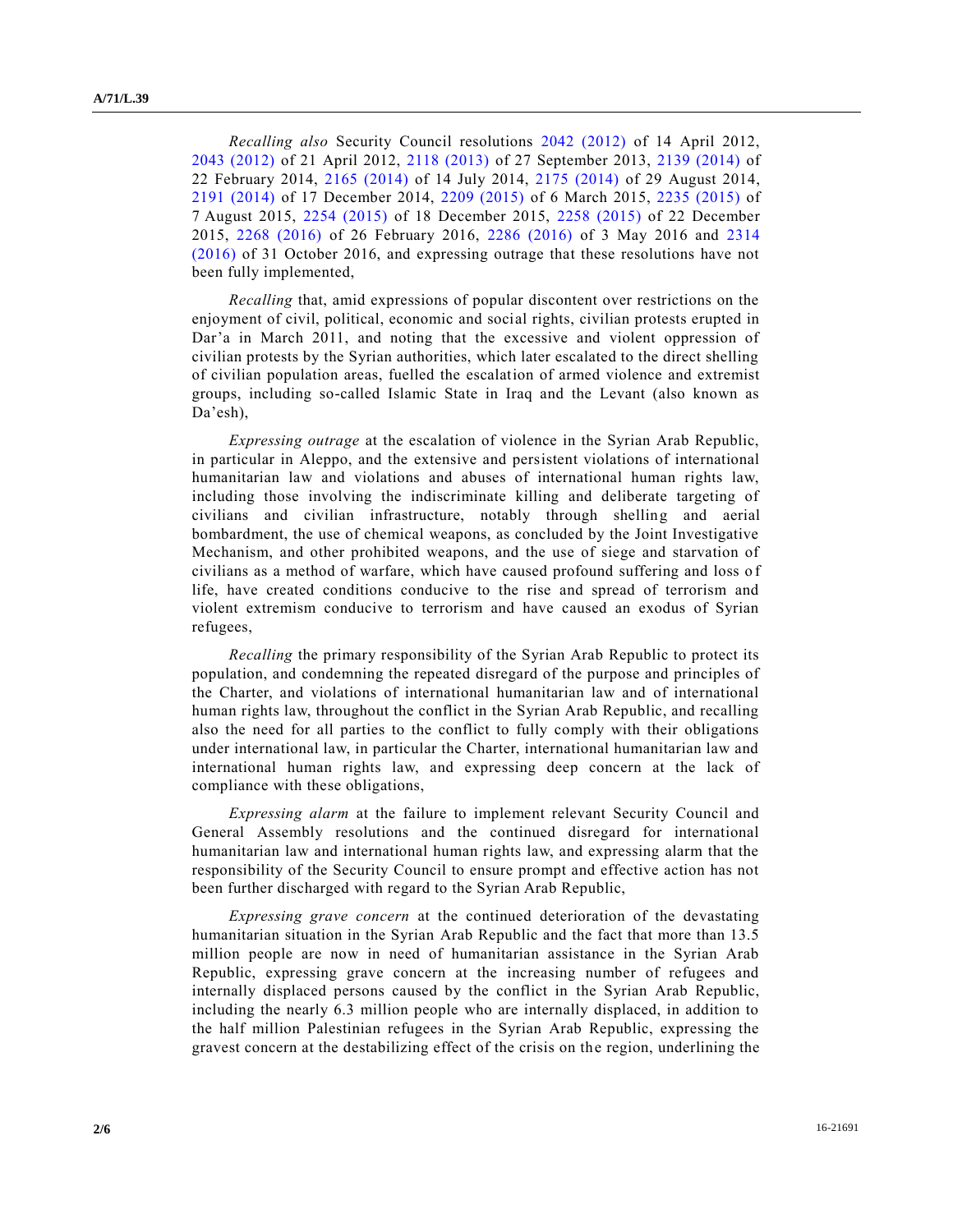*Recalling also* Security Council resolutions 2042 (2012) of 14 April 2012, 2043 (2012) of 21 April 2012, 2118 (2013) of 27 September 2013, 2139 (2014) of 22 February 2014, 2165 (2014) of 14 July 2014, 2175 (2014) of 29 August 2014, 2191 (2014) of 17 December 2014, 2209 (2015) of 6 March 2015, 2235 (2015) of 7 August 2015, 2254 (2015) of 18 December 2015, 2258 (2015) of 22 December 2015, 2268 (2016) of 26 February 2016, 2286 (2016) of 3 May 2016 and 2314 (2016) of 31 October 2016, and expressing outrage that these resolutions have not been fully implemented,

*Recalling* that, amid expressions of popular discontent over restrictions on the enjoyment of civil, political, economic and social rights, civilian protests erupted in Dar'a in March 2011, and noting that the excessive and violent oppression of civilian protests by the Syrian authorities, which later escalated to the direct shelling of civilian population areas, fuelled the escalation of armed violence and extremist groups, including so-called Islamic State in Iraq and the Levant (also known as Da'esh),

*Expressing outrage* at the escalation of violence in the Syrian Arab Republic, in particular in Aleppo, and the extensive and persistent violations of international humanitarian law and violations and abuses of international human rights law, including those involving the indiscriminate killing and deliberate targeting of civilians and civilian infrastructure, notably through shelling and aerial bombardment, the use of chemical weapons, as concluded by the Joint Investigative Mechanism, and other prohibited weapons, and the use of siege and starvation of civilians as a method of warfare, which have caused profound suffering and loss of life, have created conditions conducive to the rise and spread of terrorism and violent extremism conducive to terrorism and have caused an exodus of Syrian refugees,

*Recalling* the primary responsibility of the Syrian Arab Republic to protect its population, and condemning the repeated disregard of the purpose and principles of the Charter, and violations of international humanitarian law and of international human rights law, throughout the conflict in the Syrian Arab Republic, and recalling also the need for all parties to the conflict to fully comply with their obligations under international law, in particular the Charter, international humanitarian law and international human rights law, and expressing deep concern at the lack of compliance with these obligations,

*Expressing alarm* at the failure to implement relevant Security Council and General Assembly resolutions and the continued disregard for international humanitarian law and international human rights law, and expressing alarm that the responsibility of the Security Council to ensure prompt and effective action has not been further discharged with regard to the Syrian Arab Republic,

*Expressing grave concern* at the continued deterioration of the devastating humanitarian situation in the Syrian Arab Republic and the fact that more than 13.5 million people are now in need of humanitarian assistance in the Syrian Arab Republic, expressing grave concern at the increasing number of refugees and internally displaced persons caused by the conflict in the Syrian Arab Republic, including the nearly 6.3 million people who are internally displaced, in addition to the half million Palestinian refugees in the Syrian Arab Republic, expressing the gravest concern at the destabilizing effect of the crisis on the region, underlining the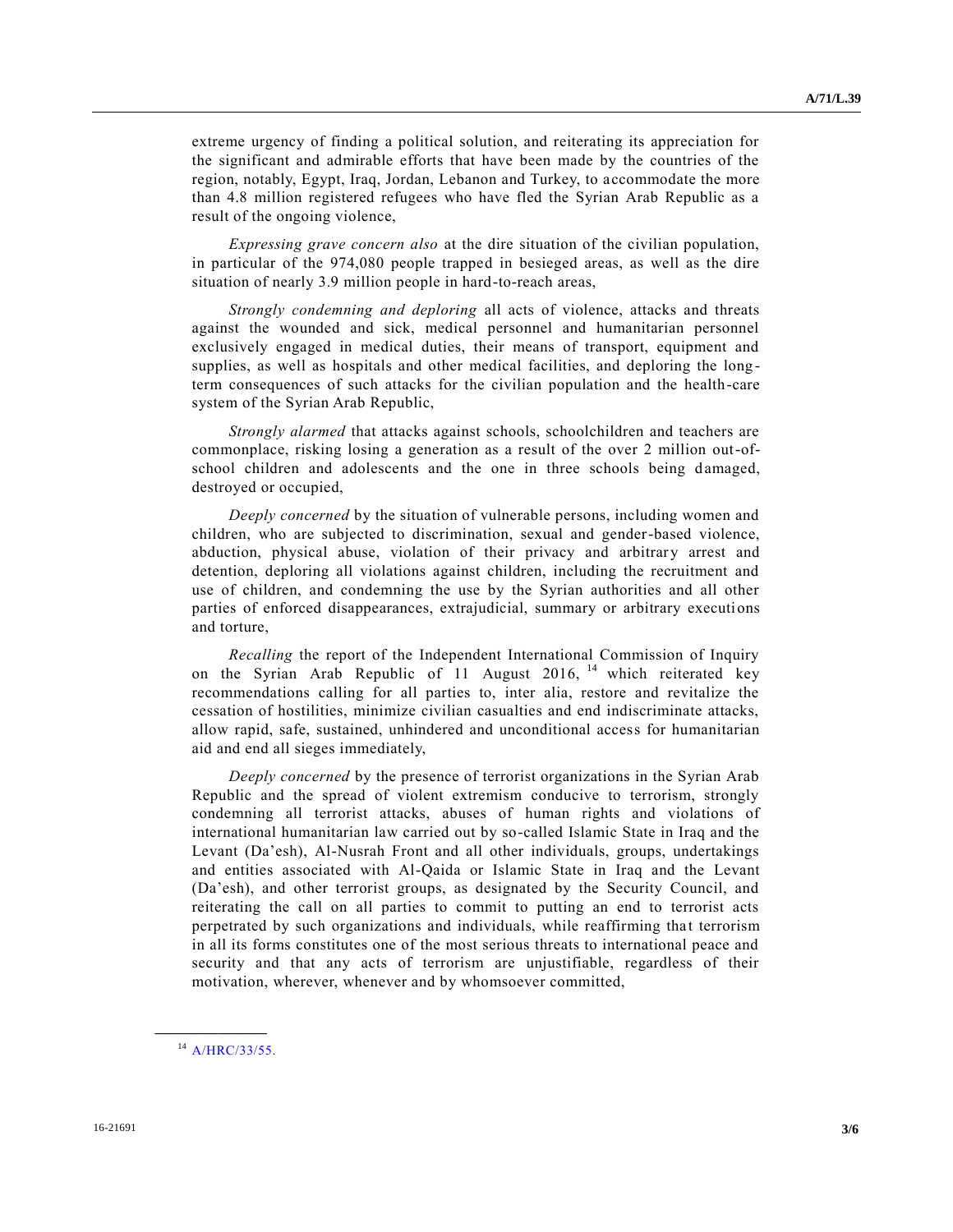extreme urgency of finding a political solution, and reiterating its appreciation for the significant and admirable efforts that have been made by the countries of the region, notably, Egypt, Iraq, Jordan, Lebanon and Turkey, to accommodate the more than 4.8 million registered refugees who have fled the Syrian Arab Republic as a result of the ongoing violence,

*Expressing grave concern also* at the dire situation of the civilian population, in particular of the 974,080 people trapped in besieged areas, as well as the dire situation of nearly 3.9 million people in hard-to-reach areas,

*Strongly condemning and deploring* all acts of violence, attacks and threats against the wounded and sick, medical personnel and humanitarian personnel exclusively engaged in medical duties, their means of transport, equipment and supplies, as well as hospitals and other medical facilities, and deploring the long-term consequences of such attacks for the civilian population and the health-care system of the Syrian Arab Republic,

*Strongly alarmed* that attacks against schools, schoolchildren and teachers are commonplace, risking losing a generation as a result of the over 2 million out-of-school children and adolescents and the one in three schools being damaged, destroyed or occupied,

*Deeply concerned* by the situation of vulnerable persons, including women and children, who are subjected to discrimination, sexual and gender-based violence, abduction, physical abuse, violation of their privacy and arbitrary arrest and detention, deploring all violations against children, including the recruitment and use of children, and condemning the use by the Syrian authorities and all other parties of enforced disappearances, extrajudicial, summary or arbitrary executions and torture,

*Recalling* the report of the Independent International Commission of Inquiry on the Syrian Arab Republic of 11 August 2016,[14] which reiterated key recommendations calling for all parties to, inter alia, restore and revitalize the cessation of hostilities, minimize civilian casualties and end indiscriminate attacks, allow rapid, safe, sustained, unhindered and unconditional access for humanitarian aid and end all sieges immediately,

*Deeply concerned* by the presence of terrorist organizations in the Syrian Arab Republic and the spread of violent extremism conducive to terrorism, strongly condemning all terrorist attacks, abuses of human rights and violations of international humanitarian law carried out by so-called Islamic State in Iraq and the Levant (Da'esh), Al-Nusrah Front and all other individuals, groups, undertakings and entities associated with Al-Qaida or Islamic State in Iraq and the Levant (Da'esh), and other terrorist groups, as designated by the Security Council, and reiterating the call on all parties to commit to putting an end to terrorist acts perpetrated by such organizations and individuals, while reaffirming that terrorism in all its forms constitutes one of the most serious threats to international peace and security and that any acts of terrorism are unjustifiable, regardless of their motivation, wherever, whenever and by whomsoever committed,

---

[14] A/HRC/33/55.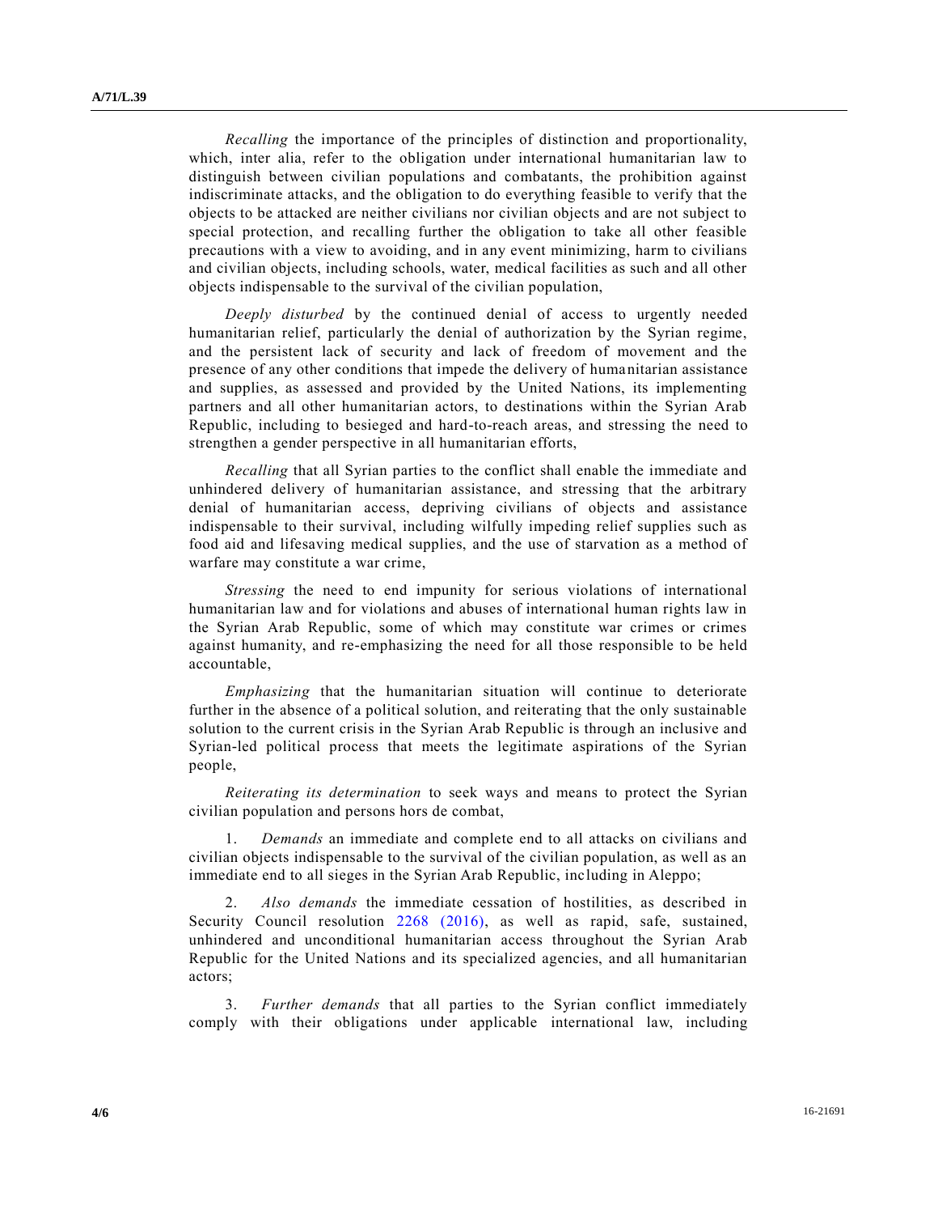*Recalling* the importance of the principles of distinction and proportionality, which, inter alia, refer to the obligation under international humanitarian law to distinguish between civilian populations and combatants, the prohibition against indiscriminate attacks, and the obligation to do everything feasible to verify that the objects to be attacked are neither civilians nor civilian objects and are not subject to special protection, and recalling further the obligation to take all other feasible precautions with a view to avoiding, and in any event minimizing, harm to civilians and civilian objects, including schools, water, medical facilities as such and all other objects indispensable to the survival of the civilian population,

*Deeply disturbed* by the continued denial of access to urgently needed humanitarian relief, particularly the denial of authorization by the Syrian regime, and the persistent lack of security and lack of freedom of movement and the presence of any other conditions that impede the delivery of humanitarian assistance and supplies, as assessed and provided by the United Nations, its implementing partners and all other humanitarian actors, to destinations within the Syrian Arab Republic, including to besieged and hard-to-reach areas, and stressing the need to strengthen a gender perspective in all humanitarian efforts,

*Recalling* that all Syrian parties to the conflict shall enable the immediate and unhindered delivery of humanitarian assistance, and stressing that the arbitrary denial of humanitarian access, depriving civilians of objects and assistance indispensable to their survival, including wilfully impeding relief supplies such as food aid and lifesaving medical supplies, and the use of starvation as a method of warfare may constitute a war crime,

*Stressing* the need to end impunity for serious violations of international humanitarian law and for violations and abuses of international human rights law in the Syrian Arab Republic, some of which may constitute war crimes or crimes against humanity, and re-emphasizing the need for all those responsible to be held accountable,

*Emphasizing* that the humanitarian situation will continue to deteriorate further in the absence of a political solution, and reiterating that the only sustainable solution to the current crisis in the Syrian Arab Republic is through an inclusive and Syrian-led political process that meets the legitimate aspirations of the Syrian people,

*Reiterating its determination* to seek ways and means to protect the Syrian civilian population and persons hors de combat,

1. *Demands* an immediate and complete end to all attacks on civilians and civilian objects indispensable to the survival of the civilian population, as well as an immediate end to all sieges in the Syrian Arab Republic, including in Aleppo;

2. *Also demands* the immediate cessation of hostilities, as described in Security Council resolution 2268 (2016), as well as rapid, safe, sustained, unhindered and unconditional humanitarian access throughout the Syrian Arab Republic for the United Nations and its specialized agencies, and all humanitarian actors;

3. *Further demands* that all parties to the Syrian conflict immediately comply with their obligations under applicable international law, including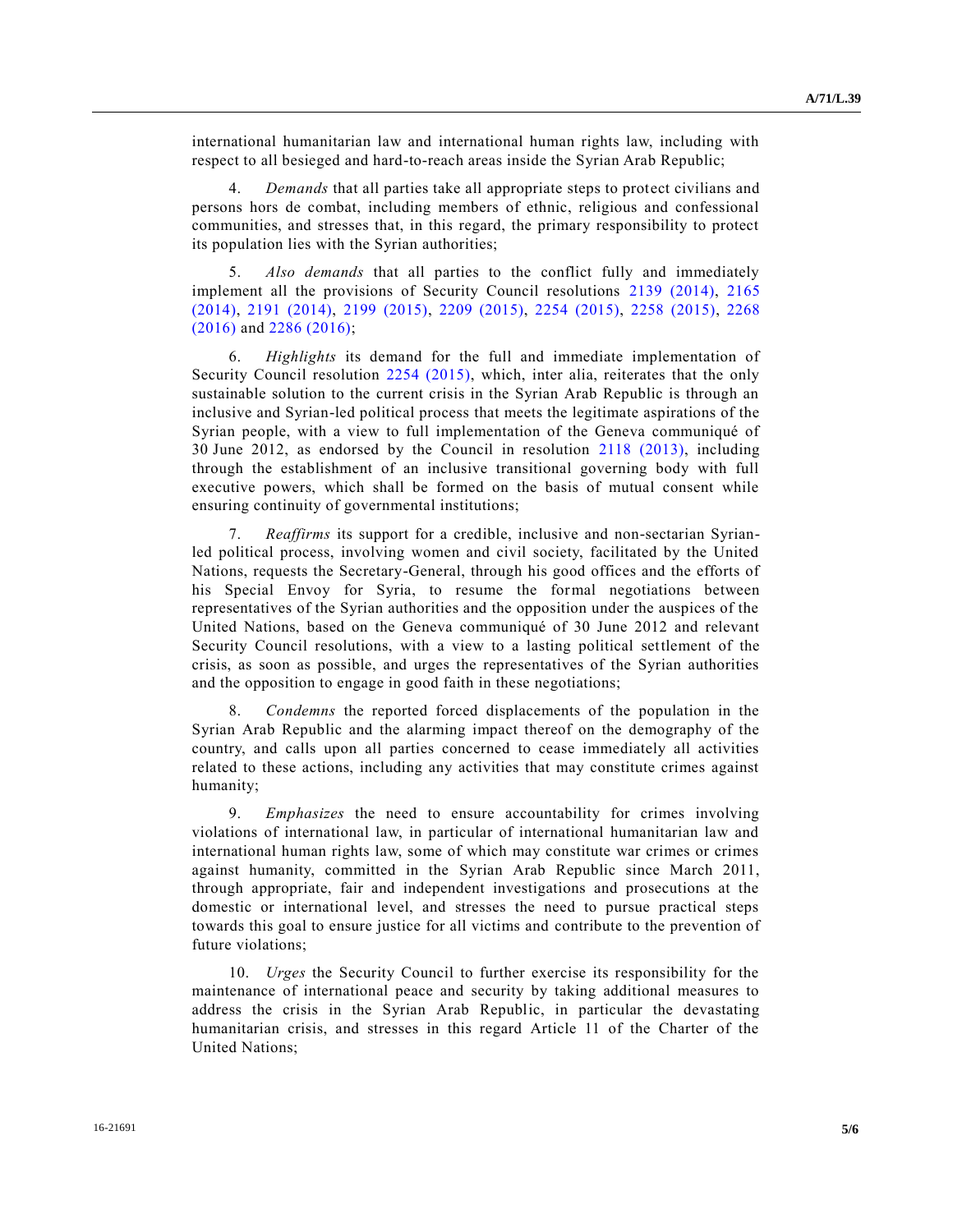international humanitarian law and international human rights law, including with respect to all besieged and hard-to-reach areas inside the Syrian Arab Republic;

4. *Demands* that all parties take all appropriate steps to protect civilians and persons hors de combat, including members of ethnic, religious and confessional communities, and stresses that, in this regard, the primary responsibility to protect its population lies with the Syrian authorities;

5. *Also demands* that all parties to the conflict fully and immediately implement all the provisions of Security Council resolutions 2139 (2014), 2165 (2014), 2191 (2014), 2199 (2015), 2209 (2015), 2254 (2015), 2258 (2015), 2268 (2016) and 2286 (2016);

6. *Highlights* its demand for the full and immediate implementation of Security Council resolution 2254 (2015), which, inter alia, reiterates that the only sustainable solution to the current crisis in the Syrian Arab Republic is through an inclusive and Syrian-led political process that meets the legitimate aspirations of the Syrian people, with a view to full implementation of the Geneva communiqué of 30 June 2012, as endorsed by the Council in resolution 2118 (2013), including through the establishment of an inclusive transitional governing body with full executive powers, which shall be formed on the basis of mutual consent while ensuring continuity of governmental institutions;

7. *Reaffirms* its support for a credible, inclusive and non-sectarian Syrian-led political process, involving women and civil society, facilitated by the United Nations, requests the Secretary-General, through his good offices and the efforts of his Special Envoy for Syria, to resume the formal negotiations between representatives of the Syrian authorities and the opposition under the auspices of the United Nations, based on the Geneva communiqué of 30 June 2012 and relevant Security Council resolutions, with a view to a lasting political settlement of the crisis, as soon as possible, and urges the representatives of the Syrian authorities and the opposition to engage in good faith in these negotiations;

8. *Condemns* the reported forced displacements of the population in the Syrian Arab Republic and the alarming impact thereof on the demography of the country, and calls upon all parties concerned to cease immediately all activities related to these actions, including any activities that may constitute crimes against humanity;

9. *Emphasizes* the need to ensure accountability for crimes involving violations of international law, in particular of international humanitarian law and international human rights law, some of which may constitute war crimes or crimes against humanity, committed in the Syrian Arab Republic since March 2011, through appropriate, fair and independent investigations and prosecutions at the domestic or international level, and stresses the need to pursue practical steps towards this goal to ensure justice for all victims and contribute to the prevention of future violations;

10. *Urges* the Security Council to further exercise its responsibility for the maintenance of international peace and security by taking additional measures to address the crisis in the Syrian Arab Republic, in particular the devastating humanitarian crisis, and stresses in this regard Article 11 of the Charter of the United Nations;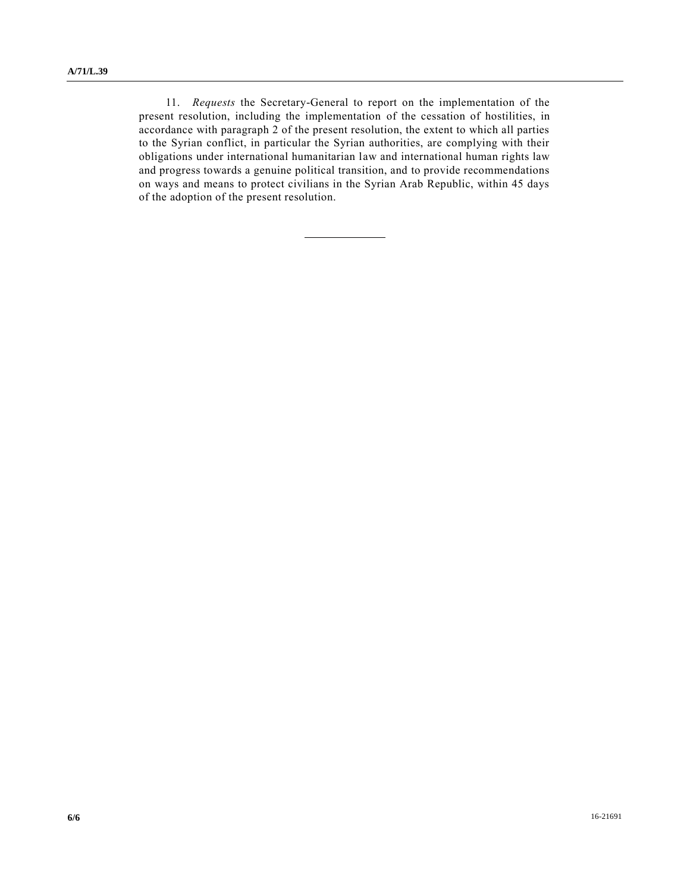11. *Requests* the Secretary-General to report on the implementation of the present resolution, including the implementation of the cessation of hostilities, in accordance with paragraph 2 of the present resolution, the extent to which all parties to the Syrian conflict, in particular the Syrian authorities, are complying with their obligations under international humanitarian law and international human rights law and progress towards a genuine political transition, and to provide recommendations on ways and means to protect civilians in the Syrian Arab Republic, within 45 days of the adoption of the present resolution.